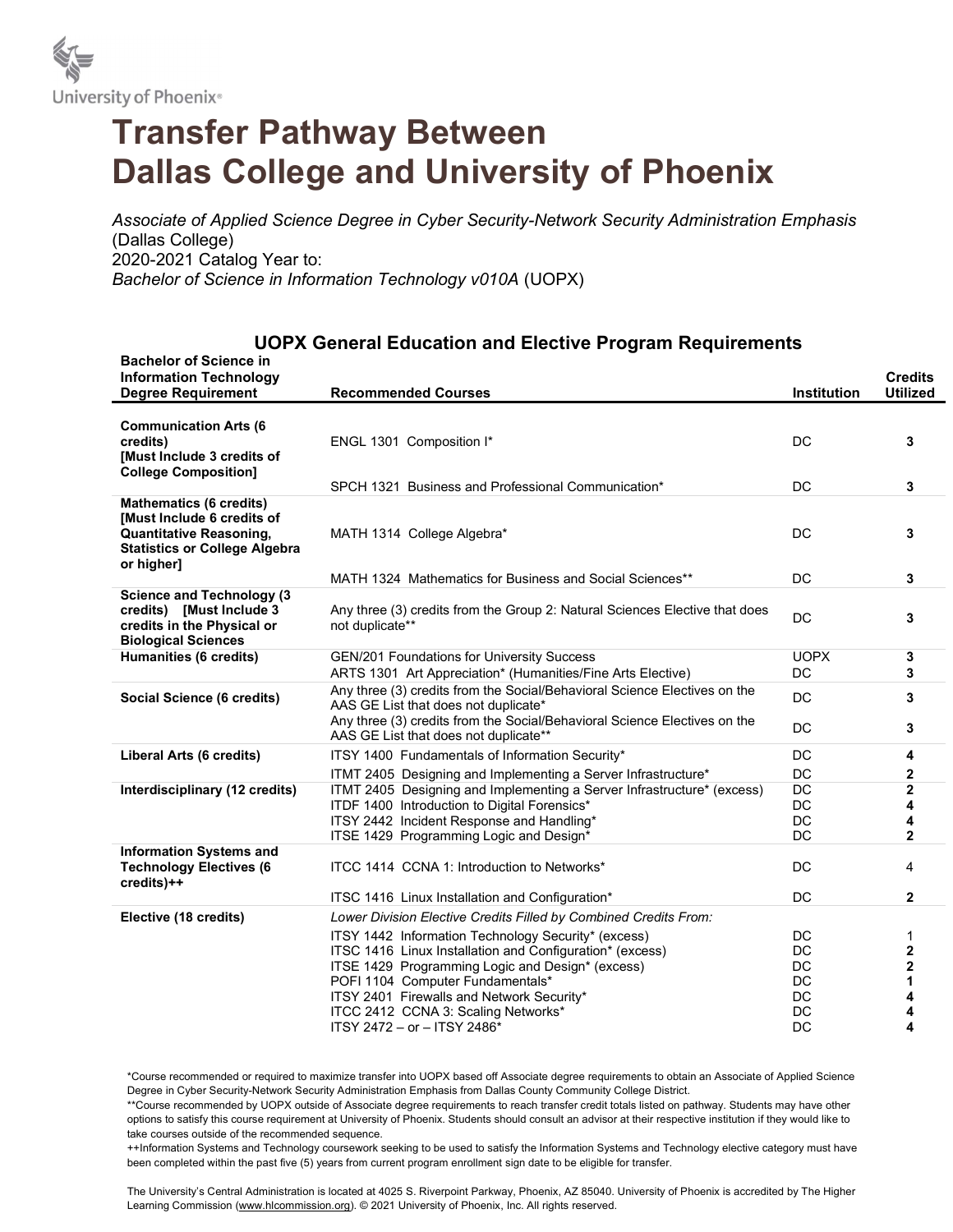University of Phoenix®

# Transfer Pathway Between Dallas College and University of Phoenix

*Associate of Applied Science Degree in Cyber Security-Network Security Administration Emphasis* (Dallas College)
2020-2021 Catalog Year to:
*Bachelor of Science in Information Technology v010A* (UOPX)

## UOPX General Education and Elective Program Requirements

| Bachelor of Science in Information Technology Degree Requirement | Recommended Courses | Institution | Credits Utilized |
|---|---|---|---|
| **Communication Arts (6 credits) [Must Include 3 credits of College Composition]** | ENGL 1301 Composition I* | DC | **3** |
| | SPCH 1321 Business and Professional Communication* | DC | **3** |
| **Mathematics (6 credits) [Must Include 6 credits of Quantitative Reasoning, Statistics or College Algebra or higher]** | MATH 1314 College Algebra* | DC | **3** |
| | MATH 1324 Mathematics for Business and Social Sciences** | DC | **3** |
| **Science and Technology (3 credits) [Must Include 3 credits in the Physical or Biological Sciences** | Any three (3) credits from the Group 2: Natural Sciences Elective that does not duplicate** | DC | **3** |
| **Humanities (6 credits)** | GEN/201 Foundations for University Success | UOPX | **3** |
| | ARTS 1301 Art Appreciation* (Humanities/Fine Arts Elective) | DC | **3** |
| **Social Science (6 credits)** | Any three (3) credits from the Social/Behavioral Science Electives on the AAS GE List that does not duplicate* | DC | **3** |
| | Any three (3) credits from the Social/Behavioral Science Electives on the AAS GE List that does not duplicate** | DC | **3** |
| **Liberal Arts (6 credits)** | ITSY 1400 Fundamentals of Information Security* | DC | **4** |
| | ITMT 2405 Designing and Implementing a Server Infrastructure* | DC | **2** |
| **Interdisciplinary (12 credits)** | ITMT 2405 Designing and Implementing a Server Infrastructure* (excess) | DC | **2** |
| | ITDF 1400 Introduction to Digital Forensics* | DC | **4** |
| | ITSY 2442 Incident Response and Handling* | DC | **4** |
| | ITSE 1429 Programming Logic and Design* | DC | **2** |
| **Information Systems and Technology Electives (6 credits)++** | ITCC 1414 CCNA 1: Introduction to Networks* | DC | 4 |
| | ITSC 1416 Linux Installation and Configuration* | DC | **2** |
| **Elective (18 credits)** | *Lower Division Elective Credits Filled by Combined Credits From:* | | |
| | ITSY 1442 Information Technology Security* (excess) | DC | 1 |
| | ITSC 1416 Linux Installation and Configuration* (excess) | DC | **2** |
| | ITSE 1429 Programming Logic and Design* (excess) | DC | **2** |
| | POFI 1104 Computer Fundamentals* | DC | **1** |
| | ITSY 2401 Firewalls and Network Security* | DC | **4** |
| | ITCC 2412 CCNA 3: Scaling Networks* | DC | **4** |
| | ITSY 2472 – or – ITSY 2486* | DC | **4** |

*Course recommended or required to maximize transfer into UOPX based off Associate degree requirements to obtain an Associate of Applied Science Degree in Cyber Security-Network Security Administration Emphasis from Dallas County Community College District.

**Course recommended by UOPX outside of Associate degree requirements to reach transfer credit totals listed on pathway. Students may have other options to satisfy this course requirement at University of Phoenix. Students should consult an advisor at their respective institution if they would like to take courses outside of the recommended sequence.

++Information Systems and Technology coursework seeking to be used to satisfy the Information Systems and Technology elective category must have been completed within the past five (5) years from current program enrollment sign date to be eligible for transfer.

The University's Central Administration is located at 4025 S. Riverpoint Parkway, Phoenix, AZ 85040. University of Phoenix is accredited by The Higher Learning Commission (www.hlcommission.org). © 2021 University of Phoenix, Inc. All rights reserved.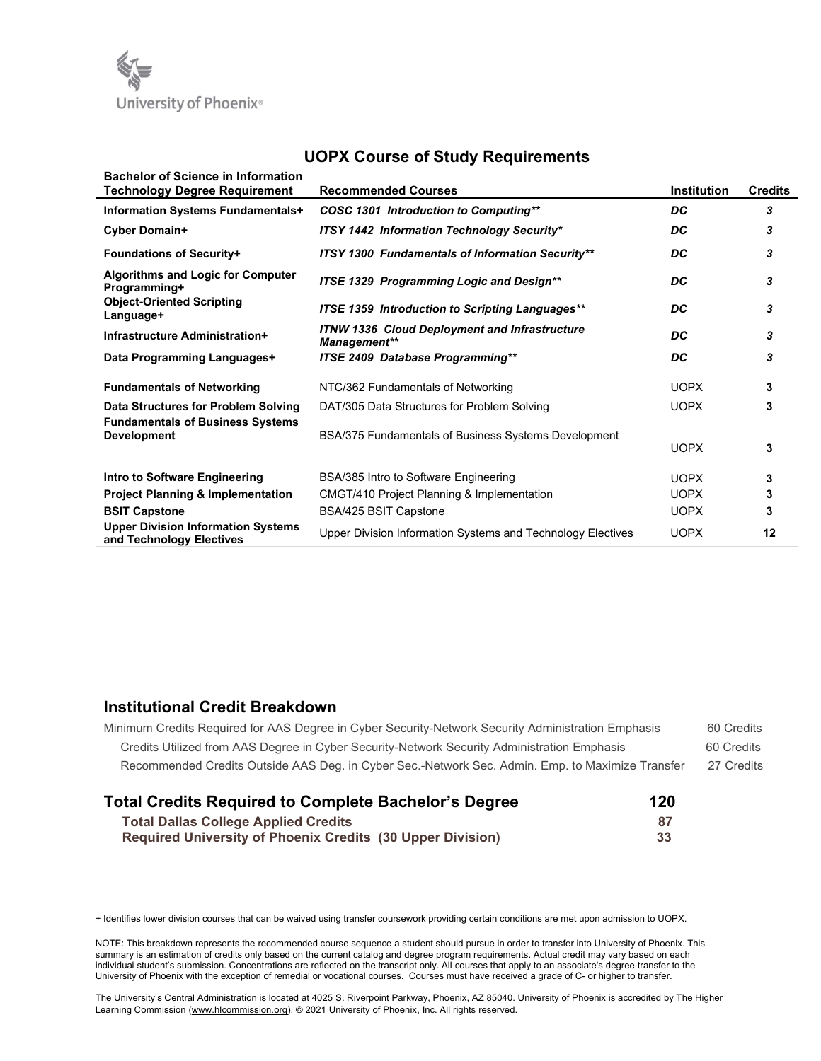University of Phoenix®

## UOPX Course of Study Requirements

| Bachelor of Science in Information Technology Degree Requirement | Recommended Courses | Institution | Credits |
|---|---|---|---|
| **Information Systems Fundamentals+** | ***COSC 1301 Introduction to Computing*** ** | ***DC*** | ***3*** |
| **Cyber Domain+** | ***ITSY 1442 Information Technology Security*** * | ***DC*** | ***3*** |
| **Foundations of Security+** | ***ITSY 1300 Fundamentals of Information Security*** ** | ***DC*** | ***3*** |
| **Algorithms and Logic for Computer Programming+** | ***ITSE 1329 Programming Logic and Design*** ** | ***DC*** | ***3*** |
| **Object-Oriented Scripting Language+** | ***ITSE 1359 Introduction to Scripting Languages*** ** | ***DC*** | ***3*** |
| **Infrastructure Administration+** | ***ITNW 1336 Cloud Deployment and Infrastructure Management*** ** | ***DC*** | ***3*** |
| **Data Programming Languages+** | ***ITSE 2409 Database Programming*** ** | ***DC*** | ***3*** |
| **Fundamentals of Networking** | NTC/362 Fundamentals of Networking | UOPX | **3** |
| **Data Structures for Problem Solving** | DAT/305 Data Structures for Problem Solving | UOPX | **3** |
| **Fundamentals of Business Systems Development** | BSA/375 Fundamentals of Business Systems Development | UOPX | **3** |
| **Intro to Software Engineering** | BSA/385 Intro to Software Engineering | UOPX | **3** |
| **Project Planning & Implementation** | CMGT/410 Project Planning & Implementation | UOPX | **3** |
| **BSIT Capstone** | BSA/425 BSIT Capstone | UOPX | **3** |
| **Upper Division Information Systems and Technology Electives** | Upper Division Information Systems and Technology Electives | UOPX | **12** |

## Institutional Credit Breakdown

| | |
|---|---|
| Minimum Credits Required for AAS Degree in Cyber Security-Network Security Administration Emphasis | 60 Credits |
| Credits Utilized from AAS Degree in Cyber Security-Network Security Administration Emphasis | 60 Credits |
| Recommended Credits Outside AAS Deg. in Cyber Sec.-Network Sec. Admin. Emp. to Maximize Transfer | 27 Credits |

| | |
|---|---|
| **Total Credits Required to Complete Bachelor's Degree** | **120** |
| **Total Dallas College Applied Credits** | **87** |
| **Required University of Phoenix Credits (30 Upper Division)** | **33** |

+ Identifies lower division courses that can be waived using transfer coursework providing certain conditions are met upon admission to UOPX.

NOTE: This breakdown represents the recommended course sequence a student should pursue in order to transfer into University of Phoenix. This summary is an estimation of credits only based on the current catalog and degree program requirements. Actual credit may vary based on each individual student's submission. Concentrations are reflected on the transcript only. All courses that apply to an associate's degree transfer to the University of Phoenix with the exception of remedial or vocational courses. Courses must have received a grade of C- or higher to transfer.

The University's Central Administration is located at 4025 S. Riverpoint Parkway, Phoenix, AZ 85040. University of Phoenix is accredited by The Higher Learning Commission (www.hlcommission.org). © 2021 University of Phoenix, Inc. All rights reserved.